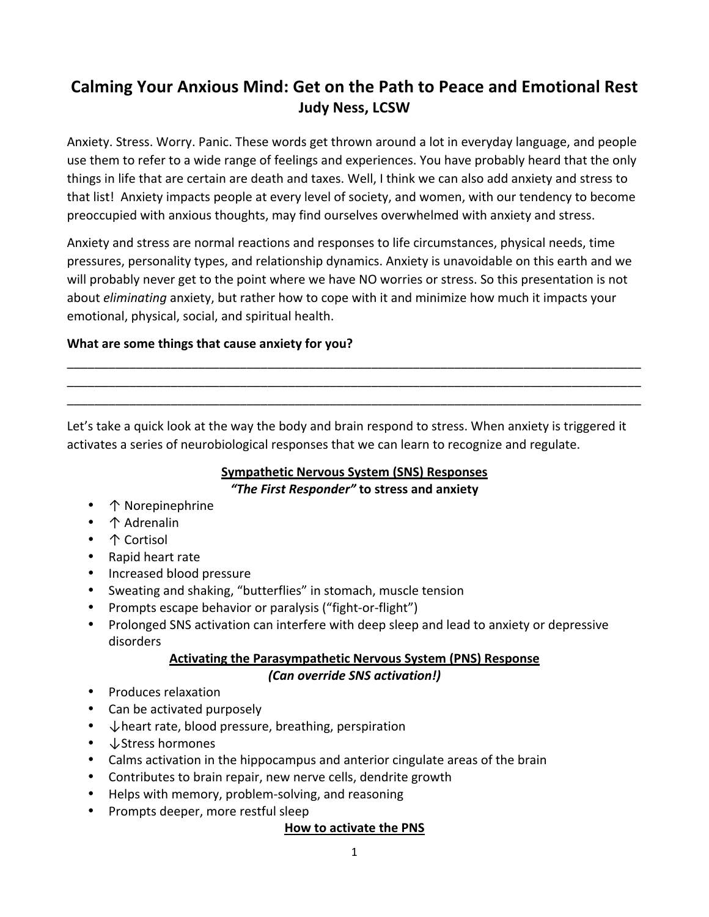# Calming Your Anxious Mind: Get on the Path to Peace and Emotional Rest

**Judy Ness, LCSW**

Anxiety. Stress. Worry. Panic. These words get thrown around a lot in everyday language, and people use them to refer to a wide range of feelings and experiences. You have probably heard that the only things in life that are certain are death and taxes. Well, I think we can also add anxiety and stress to that list! Anxiety impacts people at every level of society, and women, with our tendency to become preoccupied with anxious thoughts, may find ourselves overwhelmed with anxiety and stress.

Anxiety and stress are normal reactions and responses to life circumstances, physical needs, time pressures, personality types, and relationship dynamics. Anxiety is unavoidable on this earth and we will probably never get to the point where we have NO worries or stress. So this presentation is not about *eliminating* anxiety, but rather how to cope with it and minimize how much it impacts your emotional, physical, social, and spiritual health.

**What are some things that cause anxiety for you?**

_____________________________________________________________________________________

_____________________________________________________________________________________

_____________________________________________________________________________________

Let's take a quick look at the way the body and brain respond to stress. When anxiety is triggered it activates a series of neurobiological responses that we can learn to recognize and regulate.

### Sympathetic Nervous System (SNS) Responses

***"The First Responder"* to stress and anxiety**

- ↑ Norepinephrine
- ↑ Adrenalin
- ↑ Cortisol
- Rapid heart rate
- Increased blood pressure
- Sweating and shaking, "butterflies" in stomach, muscle tension
- Prompts escape behavior or paralysis ("fight-or-flight")
- Prolonged SNS activation can interfere with deep sleep and lead to anxiety or depressive disorders

### Activating the Parasympathetic Nervous System (PNS) Response

***(Can override SNS activation!)***

- Produces relaxation
- Can be activated purposely
- ↓heart rate, blood pressure, breathing, perspiration
- ↓Stress hormones
- Calms activation in the hippocampus and anterior cingulate areas of the brain
- Contributes to brain repair, new nerve cells, dendrite growth
- Helps with memory, problem-solving, and reasoning
- Prompts deeper, more restful sleep

### How to activate the PNS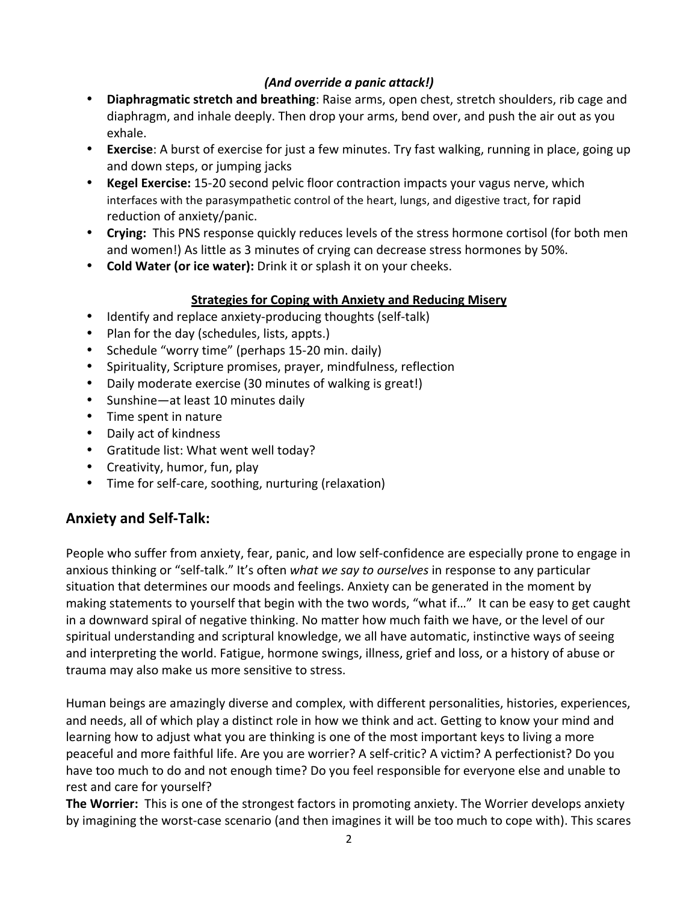***(And override a panic attack!)***

- **Diaphragmatic stretch and breathing**: Raise arms, open chest, stretch shoulders, rib cage and diaphragm, and inhale deeply. Then drop your arms, bend over, and push the air out as you exhale.
- **Exercise**: A burst of exercise for just a few minutes. Try fast walking, running in place, going up and down steps, or jumping jacks
- **Kegel Exercise:** 15-20 second pelvic floor contraction impacts your vagus nerve, which interfaces with the parasympathetic control of the heart, lungs, and digestive tract, for rapid reduction of anxiety/panic.
- **Crying:** This PNS response quickly reduces levels of the stress hormone cortisol (for both men and women!) As little as 3 minutes of crying can decrease stress hormones by 50%.
- **Cold Water (or ice water):** Drink it or splash it on your cheeks.

**Strategies for Coping with Anxiety and Reducing Misery**

- Identify and replace anxiety-producing thoughts (self-talk)
- Plan for the day (schedules, lists, appts.)
- Schedule "worry time" (perhaps 15-20 min. daily)
- Spirituality, Scripture promises, prayer, mindfulness, reflection
- Daily moderate exercise (30 minutes of walking is great!)
- Sunshine—at least 10 minutes daily
- Time spent in nature
- Daily act of kindness
- Gratitude list: What went well today?
- Creativity, humor, fun, play
- Time for self-care, soothing, nurturing (relaxation)

## Anxiety and Self-Talk:

People who suffer from anxiety, fear, panic, and low self-confidence are especially prone to engage in anxious thinking or "self-talk." It's often *what we say to ourselves* in response to any particular situation that determines our moods and feelings. Anxiety can be generated in the moment by making statements to yourself that begin with the two words, "what if…" It can be easy to get caught in a downward spiral of negative thinking. No matter how much faith we have, or the level of our spiritual understanding and scriptural knowledge, we all have automatic, instinctive ways of seeing and interpreting the world. Fatigue, hormone swings, illness, grief and loss, or a history of abuse or trauma may also make us more sensitive to stress.

Human beings are amazingly diverse and complex, with different personalities, histories, experiences, and needs, all of which play a distinct role in how we think and act. Getting to know your mind and learning how to adjust what you are thinking is one of the most important keys to living a more peaceful and more faithful life. Are you are worrier? A self-critic? A victim? A perfectionist? Do you have too much to do and not enough time? Do you feel responsible for everyone else and unable to rest and care for yourself?

**The Worrier:** This is one of the strongest factors in promoting anxiety. The Worrier develops anxiety by imagining the worst-case scenario (and then imagines it will be too much to cope with). This scares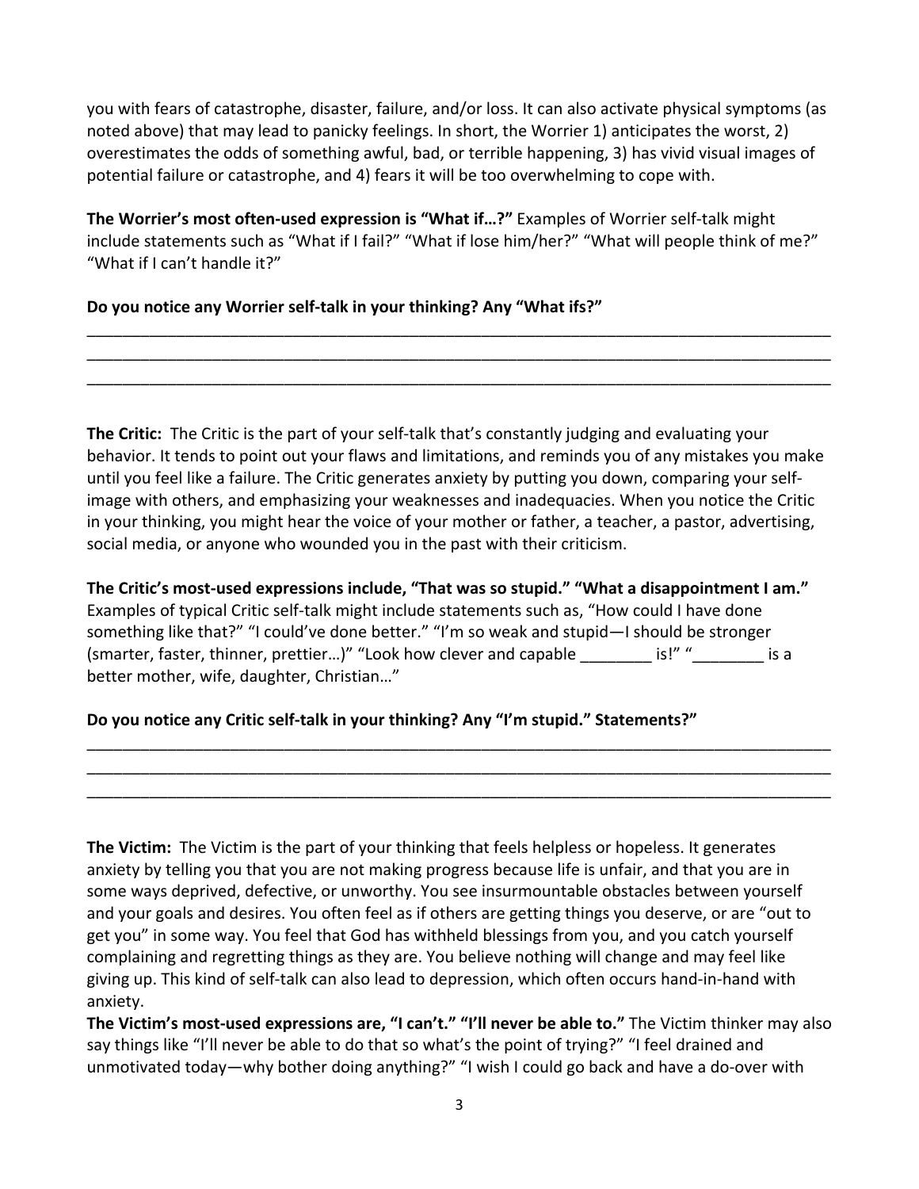you with fears of catastrophe, disaster, failure, and/or loss. It can also activate physical symptoms (as noted above) that may lead to panicky feelings. In short, the Worrier 1) anticipates the worst, 2) overestimates the odds of something awful, bad, or terrible happening, 3) has vivid visual images of potential failure or catastrophe, and 4) fears it will be too overwhelming to cope with.

**The Worrier's most often-used expression is "What if…?"** Examples of Worrier self-talk might include statements such as "What if I fail?" "What if lose him/her?" "What will people think of me?" "What if I can't handle it?"

**Do you notice any Worrier self-talk in your thinking? Any "What ifs?"**

________________________________________________________________________________________
________________________________________________________________________________________
________________________________________________________________________________________

**The Critic:** The Critic is the part of your self-talk that's constantly judging and evaluating your behavior. It tends to point out your flaws and limitations, and reminds you of any mistakes you make until you feel like a failure. The Critic generates anxiety by putting you down, comparing your self-image with others, and emphasizing your weaknesses and inadequacies. When you notice the Critic in your thinking, you might hear the voice of your mother or father, a teacher, a pastor, advertising, social media, or anyone who wounded you in the past with their criticism.

**The Critic's most-used expressions include, "That was so stupid." "What a disappointment I am."** Examples of typical Critic self-talk might include statements such as, "How could I have done something like that?" "I could've done better." "I'm so weak and stupid—I should be stronger (smarter, faster, thinner, prettier…)" "Look how clever and capable ________ is!" "________ is a better mother, wife, daughter, Christian…"

**Do you notice any Critic self-talk in your thinking? Any "I'm stupid." Statements?"**

________________________________________________________________________________________
________________________________________________________________________________________
________________________________________________________________________________________

**The Victim:** The Victim is the part of your thinking that feels helpless or hopeless. It generates anxiety by telling you that you are not making progress because life is unfair, and that you are in some ways deprived, defective, or unworthy. You see insurmountable obstacles between yourself and your goals and desires. You often feel as if others are getting things you deserve, or are "out to get you" in some way. You feel that God has withheld blessings from you, and you catch yourself complaining and regretting things as they are. You believe nothing will change and may feel like giving up. This kind of self-talk can also lead to depression, which often occurs hand-in-hand with anxiety.

**The Victim's most-used expressions are, "I can't." "I'll never be able to."** The Victim thinker may also say things like "I'll never be able to do that so what's the point of trying?" "I feel drained and unmotivated today—why bother doing anything?" "I wish I could go back and have a do-over with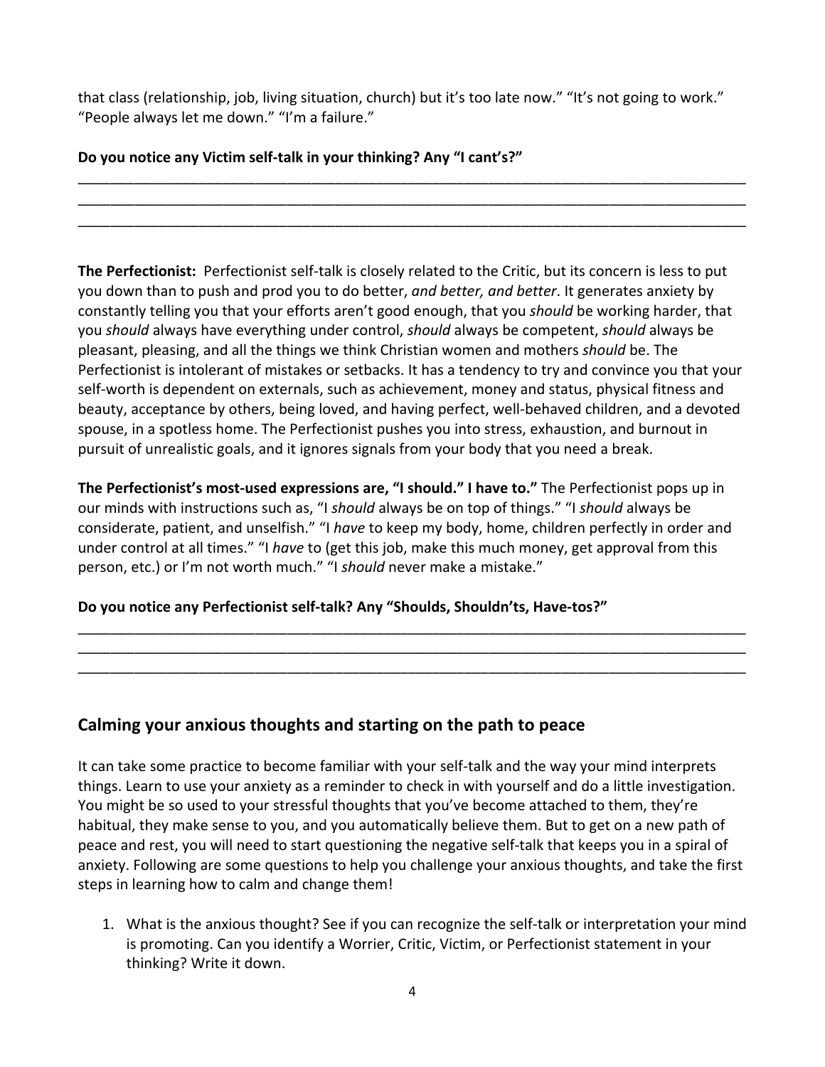that class (relationship, job, living situation, church) but it's too late now." "It's not going to work." "People always let me down." "I'm a failure."

**Do you notice any Victim self-talk in your thinking? Any "I cant's?"**

_____________________________________________________________________________________
_____________________________________________________________________________________
_____________________________________________________________________________________

**The Perfectionist:** Perfectionist self-talk is closely related to the Critic, but its concern is less to put you down than to push and prod you to do better, *and better, and better*. It generates anxiety by constantly telling you that your efforts aren't good enough, that you *should* be working harder, that you *should* always have everything under control, *should* always be competent, *should* always be pleasant, pleasing, and all the things we think Christian women and mothers *should* be. The Perfectionist is intolerant of mistakes or setbacks. It has a tendency to try and convince you that your self-worth is dependent on externals, such as achievement, money and status, physical fitness and beauty, acceptance by others, being loved, and having perfect, well-behaved children, and a devoted spouse, in a spotless home. The Perfectionist pushes you into stress, exhaustion, and burnout in pursuit of unrealistic goals, and it ignores signals from your body that you need a break.

**The Perfectionist's most-used expressions are, "I should." I have to."** The Perfectionist pops up in our minds with instructions such as, "I *should* always be on top of things." "I *should* always be considerate, patient, and unselfish." "I *have* to keep my body, home, children perfectly in order and under control at all times." "I *have* to (get this job, make this much money, get approval from this person, etc.) or I'm not worth much." "I *should* never make a mistake."

**Do you notice any Perfectionist self-talk? Any "Shoulds, Shouldn'ts, Have-tos?"**

_____________________________________________________________________________________
_____________________________________________________________________________________
_____________________________________________________________________________________

## Calming your anxious thoughts and starting on the path to peace

It can take some practice to become familiar with your self-talk and the way your mind interprets things. Learn to use your anxiety as a reminder to check in with yourself and do a little investigation. You might be so used to your stressful thoughts that you've become attached to them, they're habitual, they make sense to you, and you automatically believe them. But to get on a new path of peace and rest, you will need to start questioning the negative self-talk that keeps you in a spiral of anxiety. Following are some questions to help you challenge your anxious thoughts, and take the first steps in learning how to calm and change them!

1. What is the anxious thought? See if you can recognize the self-talk or interpretation your mind is promoting. Can you identify a Worrier, Critic, Victim, or Perfectionist statement in your thinking? Write it down.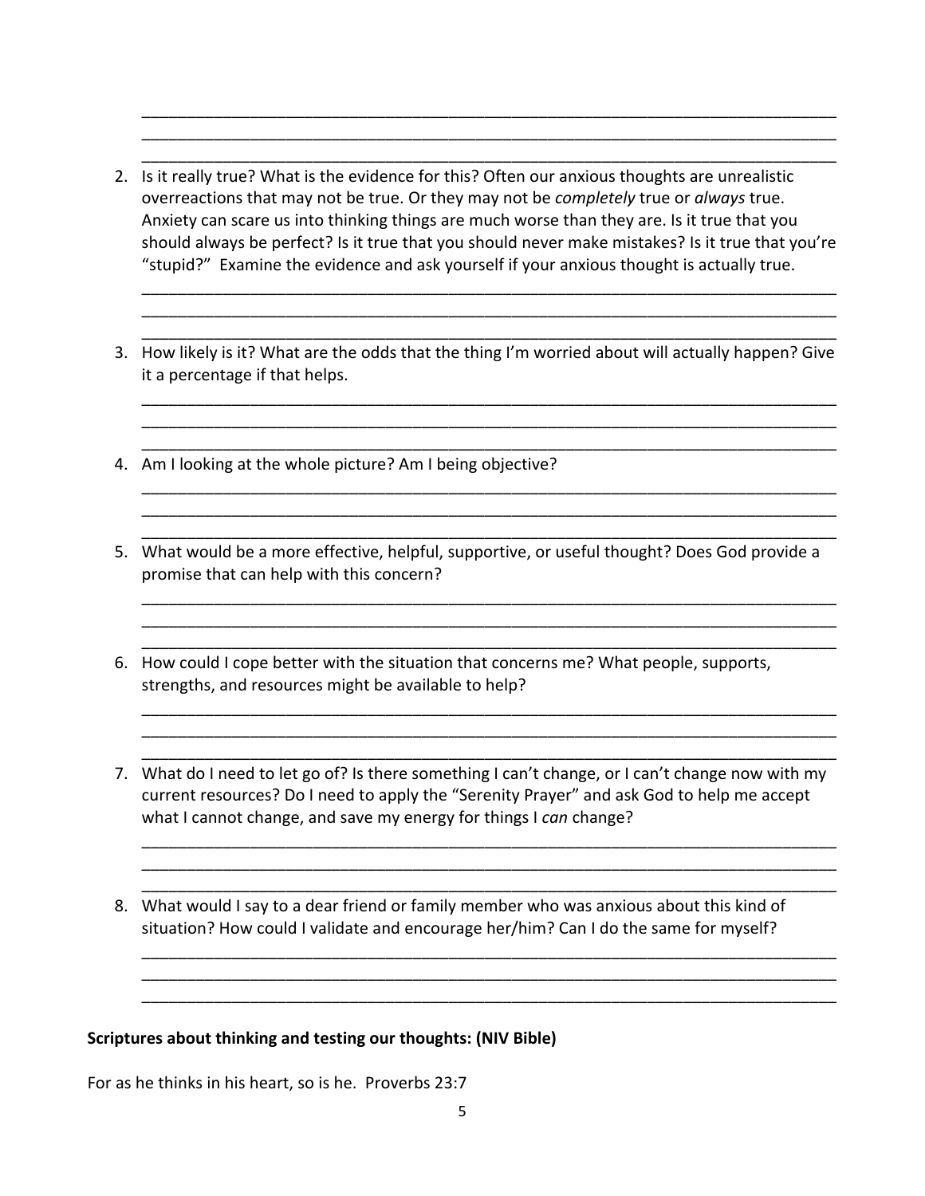2. Is it really true? What is the evidence for this? Often our anxious thoughts are unrealistic overreactions that may not be true. Or they may not be *completely* true or *always* true. Anxiety can scare us into thinking things are much worse than they are. Is it true that you should always be perfect? Is it true that you should never make mistakes? Is it true that you're "stupid?" Examine the evidence and ask yourself if your anxious thought is actually true.

3. How likely is it? What are the odds that the thing I'm worried about will actually happen? Give it a percentage if that helps.

4. Am I looking at the whole picture? Am I being objective?

5. What would be a more effective, helpful, supportive, or useful thought? Does God provide a promise that can help with this concern?

6. How could I cope better with the situation that concerns me? What people, supports, strengths, and resources might be available to help?

7. What do I need to let go of? Is there something I can't change, or I can't change now with my current resources? Do I need to apply the "Serenity Prayer" and ask God to help me accept what I cannot change, and save my energy for things I *can* change?

8. What would I say to a dear friend or family member who was anxious about this kind of situation? How could I validate and encourage her/him? Can I do the same for myself?

**Scriptures about thinking and testing our thoughts: (NIV Bible)**

For as he thinks in his heart, so is he. Proverbs 23:7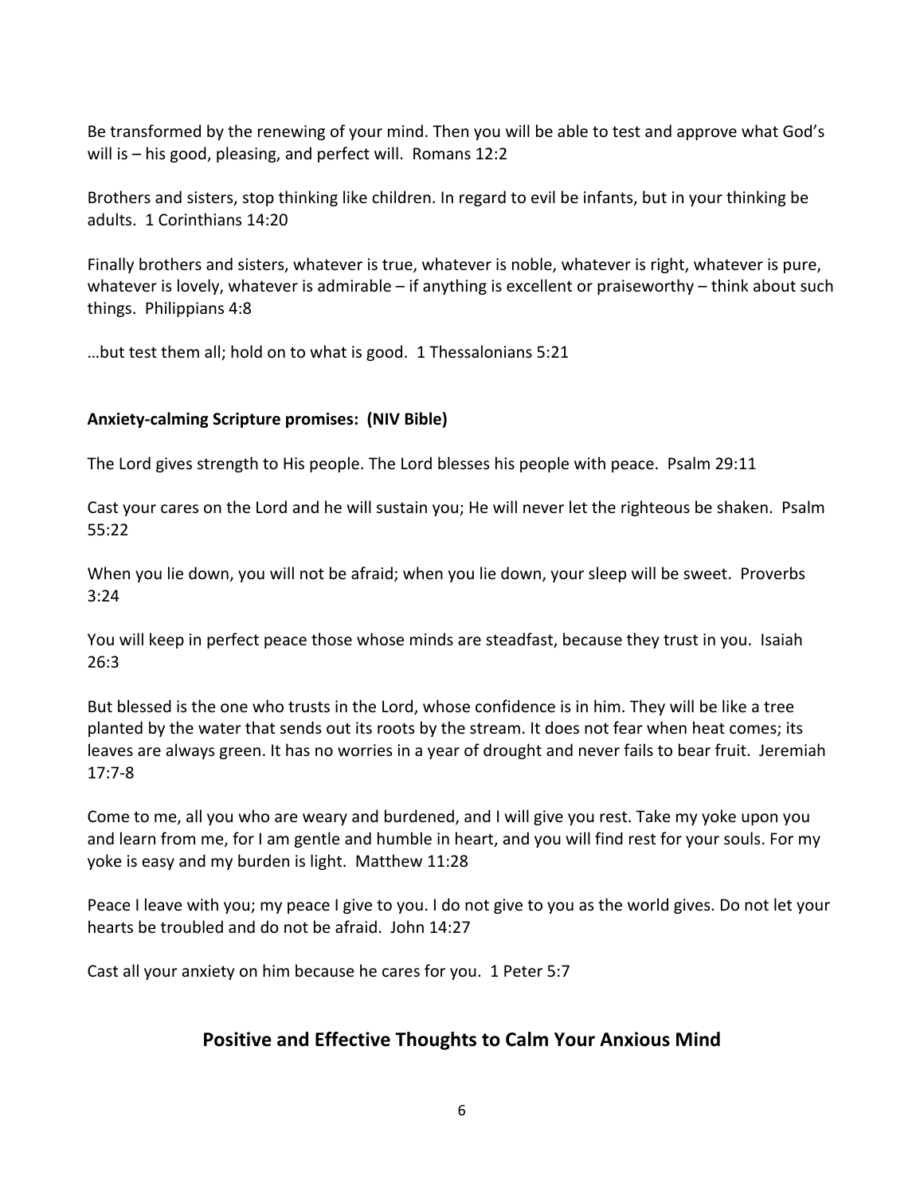Be transformed by the renewing of your mind. Then you will be able to test and approve what God's will is – his good, pleasing, and perfect will.  Romans 12:2

Brothers and sisters, stop thinking like children. In regard to evil be infants, but in your thinking be adults.  1 Corinthians 14:20

Finally brothers and sisters, whatever is true, whatever is noble, whatever is right, whatever is pure, whatever is lovely, whatever is admirable – if anything is excellent or praiseworthy – think about such things.  Philippians 4:8

…but test them all; hold on to what is good.  1 Thessalonians 5:21

**Anxiety-calming Scripture promises:  (NIV Bible)**

The Lord gives strength to His people. The Lord blesses his people with peace.  Psalm 29:11

Cast your cares on the Lord and he will sustain you; He will never let the righteous be shaken.  Psalm 55:22

When you lie down, you will not be afraid; when you lie down, your sleep will be sweet.  Proverbs 3:24

You will keep in perfect peace those whose minds are steadfast, because they trust in you.  Isaiah 26:3

But blessed is the one who trusts in the Lord, whose confidence is in him. They will be like a tree planted by the water that sends out its roots by the stream. It does not fear when heat comes; its leaves are always green. It has no worries in a year of drought and never fails to bear fruit.  Jeremiah 17:7-8

Come to me, all you who are weary and burdened, and I will give you rest. Take my yoke upon you and learn from me, for I am gentle and humble in heart, and you will find rest for your souls. For my yoke is easy and my burden is light.  Matthew 11:28

Peace I leave with you; my peace I give to you. I do not give to you as the world gives. Do not let your hearts be troubled and do not be afraid.  John 14:27

Cast all your anxiety on him because he cares for you.  1 Peter 5:7

## Positive and Effective Thoughts to Calm Your Anxious Mind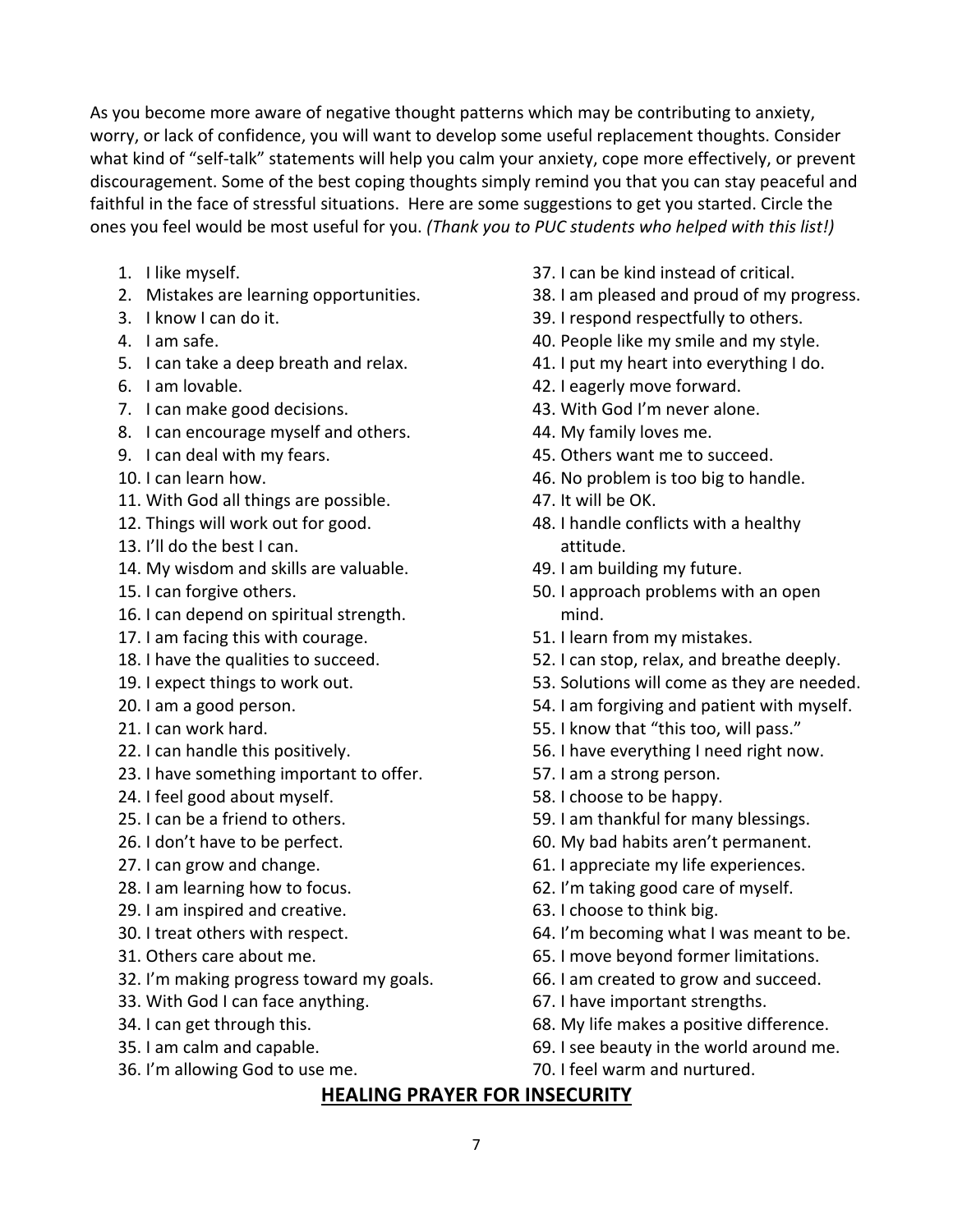As you become more aware of negative thought patterns which may be contributing to anxiety, worry, or lack of confidence, you will want to develop some useful replacement thoughts. Consider what kind of "self-talk" statements will help you calm your anxiety, cope more effectively, or prevent discouragement. Some of the best coping thoughts simply remind you that you can stay peaceful and faithful in the face of stressful situations. Here are some suggestions to get you started. Circle the ones you feel would be most useful for you. *(Thank you to PUC students who helped with this list!)*

1. I like myself.
2. Mistakes are learning opportunities.
3. I know I can do it.
4. I am safe.
5. I can take a deep breath and relax.
6. I am lovable.
7. I can make good decisions.
8. I can encourage myself and others.
9. I can deal with my fears.
10. I can learn how.
11. With God all things are possible.
12. Things will work out for good.
13. I'll do the best I can.
14. My wisdom and skills are valuable.
15. I can forgive others.
16. I can depend on spiritual strength.
17. I am facing this with courage.
18. I have the qualities to succeed.
19. I expect things to work out.
20. I am a good person.
21. I can work hard.
22. I can handle this positively.
23. I have something important to offer.
24. I feel good about myself.
25. I can be a friend to others.
26. I don't have to be perfect.
27. I can grow and change.
28. I am learning how to focus.
29. I am inspired and creative.
30. I treat others with respect.
31. Others care about me.
32. I'm making progress toward my goals.
33. With God I can face anything.
34. I can get through this.
35. I am calm and capable.
36. I'm allowing God to use me.
37. I can be kind instead of critical.
38. I am pleased and proud of my progress.
39. I respond respectfully to others.
40. People like my smile and my style.
41. I put my heart into everything I do.
42. I eagerly move forward.
43. With God I'm never alone.
44. My family loves me.
45. Others want me to succeed.
46. No problem is too big to handle.
47. It will be OK.
48. I handle conflicts with a healthy attitude.
49. I am building my future.
50. I approach problems with an open mind.
51. I learn from my mistakes.
52. I can stop, relax, and breathe deeply.
53. Solutions will come as they are needed.
54. I am forgiving and patient with myself.
55. I know that "this too, will pass."
56. I have everything I need right now.
57. I am a strong person.
58. I choose to be happy.
59. I am thankful for many blessings.
60. My bad habits aren't permanent.
61. I appreciate my life experiences.
62. I'm taking good care of myself.
63. I choose to think big.
64. I'm becoming what I was meant to be.
65. I move beyond former limitations.
66. I am created to grow and succeed.
67. I have important strengths.
68. My life makes a positive difference.
69. I see beauty in the world around me.
70. I feel warm and nurtured.

## HEALING PRAYER FOR INSECURITY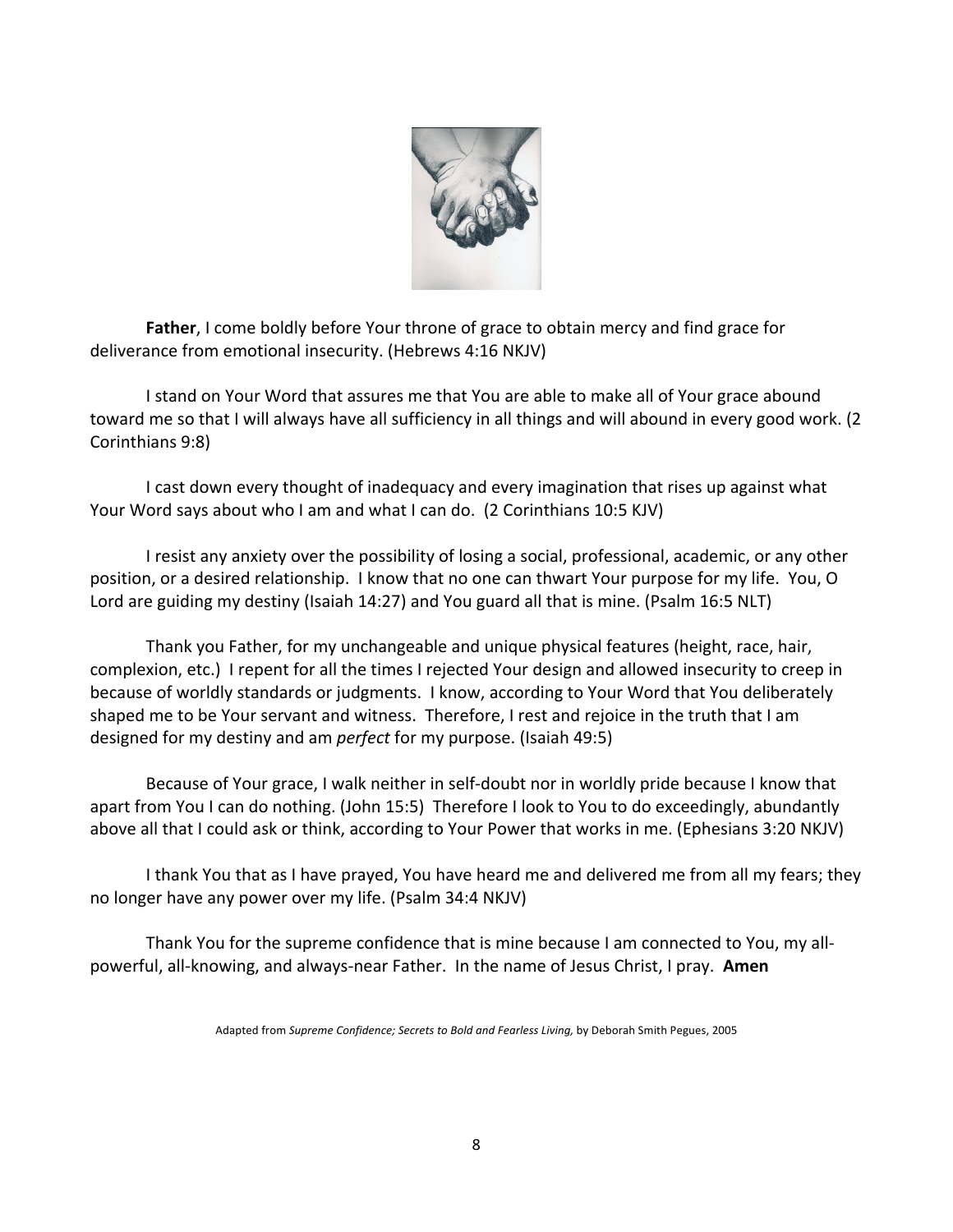**Father**, I come boldly before Your throne of grace to obtain mercy and find grace for deliverance from emotional insecurity. (Hebrews 4:16 NKJV)

I stand on Your Word that assures me that You are able to make all of Your grace abound toward me so that I will always have all sufficiency in all things and will abound in every good work. (2 Corinthians 9:8)

I cast down every thought of inadequacy and every imagination that rises up against what Your Word says about who I am and what I can do. (2 Corinthians 10:5 KJV)

I resist any anxiety over the possibility of losing a social, professional, academic, or any other position, or a desired relationship. I know that no one can thwart Your purpose for my life. You, O Lord are guiding my destiny (Isaiah 14:27) and You guard all that is mine. (Psalm 16:5 NLT)

Thank you Father, for my unchangeable and unique physical features (height, race, hair, complexion, etc.) I repent for all the times I rejected Your design and allowed insecurity to creep in because of worldly standards or judgments. I know, according to Your Word that You deliberately shaped me to be Your servant and witness. Therefore, I rest and rejoice in the truth that I am designed for my destiny and am *perfect* for my purpose. (Isaiah 49:5)

Because of Your grace, I walk neither in self-doubt nor in worldly pride because I know that apart from You I can do nothing. (John 15:5) Therefore I look to You to do exceedingly, abundantly above all that I could ask or think, according to Your Power that works in me. (Ephesians 3:20 NKJV)

I thank You that as I have prayed, You have heard me and delivered me from all my fears; they no longer have any power over my life. (Psalm 34:4 NKJV)

Thank You for the supreme confidence that is mine because I am connected to You, my all-powerful, all-knowing, and always-near Father. In the name of Jesus Christ, I pray. **Amen**

Adapted from *Supreme Confidence; Secrets to Bold and Fearless Living,* by Deborah Smith Pegues, 2005